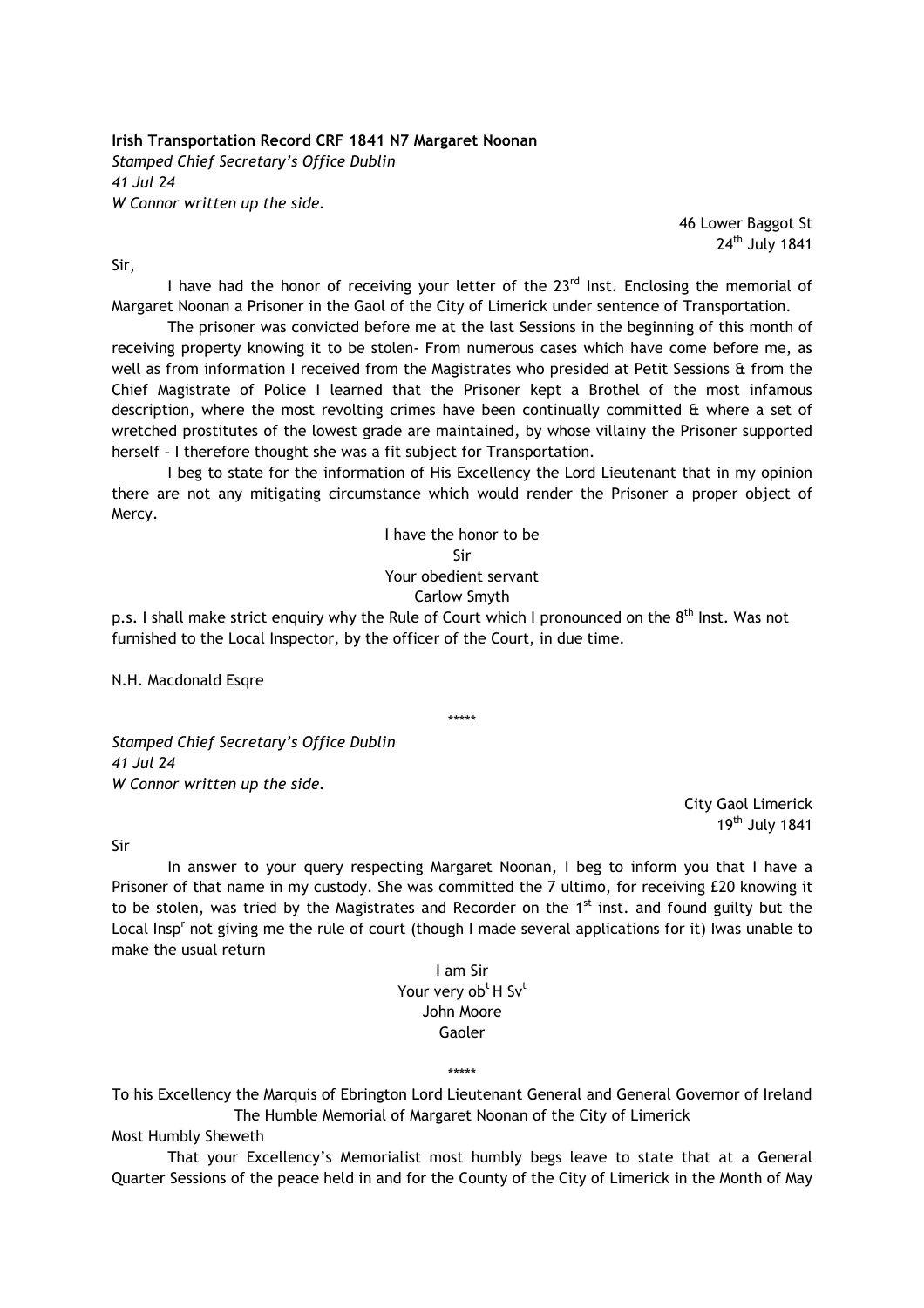**Irish Transportation Record CRF 1841 N7 Margaret Noonan**
*Stamped Chief Secretary's Office Dublin*
*41 Jul 24*
*W Connor written up the side.*

46 Lower Baggot St
24th July 1841

Sir,

I have had the honor of receiving your letter of the 23rd Inst. Enclosing the memorial of Margaret Noonan a Prisoner in the Gaol of the City of Limerick under sentence of Transportation.

The prisoner was convicted before me at the last Sessions in the beginning of this month of receiving property knowing it to be stolen- From numerous cases which have come before me, as well as from information I received from the Magistrates who presided at Petit Sessions & from the Chief Magistrate of Police I learned that the Prisoner kept a Brothel of the most infamous description, where the most revolting crimes have been continually committed & where a set of wretched prostitutes of the lowest grade are maintained, by whose villainy the Prisoner supported herself – I therefore thought she was a fit subject for Transportation.

I beg to state for the information of His Excellency the Lord Lieutenant that in my opinion there are not any mitigating circumstance which would render the Prisoner a proper object of Mercy.

I have the honor to be
Sir
Your obedient servant
Carlow Smyth

p.s. I shall make strict enquiry why the Rule of Court which I pronounced on the 8th Inst. Was not furnished to the Local Inspector, by the officer of the Court, in due time.

N.H. Macdonald Esqre

\*\*\*\*\*

*Stamped Chief Secretary's Office Dublin*
*41 Jul 24*
*W Connor written up the side.*

City Gaol Limerick
19th July 1841

Sir

In answer to your query respecting Margaret Noonan, I beg to inform you that I have a Prisoner of that name in my custody. She was committed the 7 ultimo, for receiving £20 knowing it to be stolen, was tried by the Magistrates and Recorder on the 1st inst. and found guilty but the Local Inspr not giving me the rule of court (though I made several applications for it) Iwas unable to make the usual return

I am Sir
Your very obt H Svt
John Moore
Gaoler

\*\*\*\*\*

To his Excellency the Marquis of Ebrington Lord Lieutenant General and General Governor of Ireland
The Humble Memorial of Margaret Noonan of the City of Limerick

Most Humbly Sheweth

That your Excellency's Memorialist most humbly begs leave to state that at a General Quarter Sessions of the peace held in and for the County of the City of Limerick in the Month of May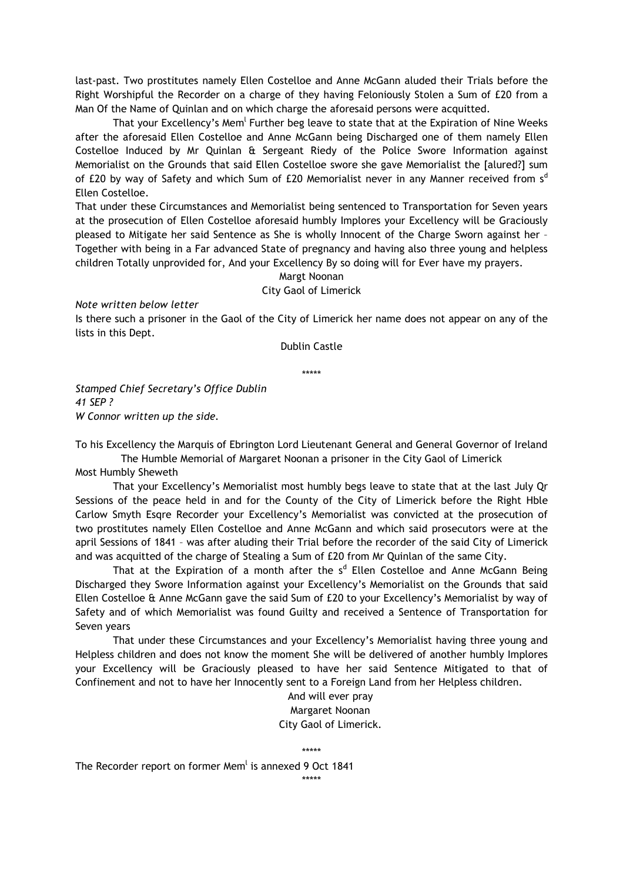last-past. Two prostitutes namely Ellen Costelloe and Anne McGann aluded their Trials before the Right Worshipful the Recorder on a charge of they having Feloniously Stolen a Sum of £20 from a Man Of the Name of Quinlan and on which charge the aforesaid persons were acquitted.

That your Excellency's Mem[l] Further beg leave to state that at the Expiration of Nine Weeks after the aforesaid Ellen Costelloe and Anne McGann being Discharged one of them namely Ellen Costelloe Induced by Mr Quinlan & Sergeant Riedy of the Police Swore Information against Memorialist on the Grounds that said Ellen Costelloe swore she gave Memorialist the [alured?] sum of £20 by way of Safety and which Sum of £20 Memorialist never in any Manner received from s[d] Ellen Costelloe.

That under these Circumstances and Memorialist being sentenced to Transportation for Seven years at the prosecution of Ellen Costelloe aforesaid humbly Implores your Excellency will be Graciously pleased to Mitigate her said Sentence as She is wholly Innocent of the Charge Sworn against her – Together with being in a Far advanced State of pregnancy and having also three young and helpless children Totally unprovided for, And your Excellency By so doing will for Ever have my prayers.

Margt Noonan
City Gaol of Limerick

*Note written below letter*

Is there such a prisoner in the Gaol of the City of Limerick her name does not appear on any of the lists in this Dept.

Dublin Castle

\*\*\*\*\*

*Stamped Chief Secretary's Office Dublin*
*41 SEP ?*
*W Connor written up the side.*

To his Excellency the Marquis of Ebrington Lord Lieutenant General and General Governor of Ireland

The Humble Memorial of Margaret Noonan a prisoner in the City Gaol of Limerick

Most Humbly Sheweth

That your Excellency's Memorialist most humbly begs leave to state that at the last July Qr Sessions of the peace held in and for the County of the City of Limerick before the Right Hble Carlow Smyth Esqre Recorder your Excellency's Memorialist was convicted at the prosecution of two prostitutes namely Ellen Costelloe and Anne McGann and which said prosecutors were at the april Sessions of 1841 – was after aluding their Trial before the recorder of the said City of Limerick and was acquitted of the charge of Stealing a Sum of £20 from Mr Quinlan of the same City.

That at the Expiration of a month after the s[d] Ellen Costelloe and Anne McGann Being Discharged they Swore Information against your Excellency's Memorialist on the Grounds that said Ellen Costelloe & Anne McGann gave the said Sum of £20 to your Excellency's Memorialist by way of Safety and of which Memorialist was found Guilty and received a Sentence of Transportation for Seven years

That under these Circumstances and your Excellency's Memorialist having three young and Helpless children and does not know the moment She will be delivered of another humbly Implores your Excellency will be Graciously pleased to have her said Sentence Mitigated to that of Confinement and not to have her Innocently sent to a Foreign Land from her Helpless children.

And will ever pray
Margaret Noonan
City Gaol of Limerick.

\*\*\*\*\*

The Recorder report on former Mem[l] is annexed 9 Oct 1841

\*\*\*\*\*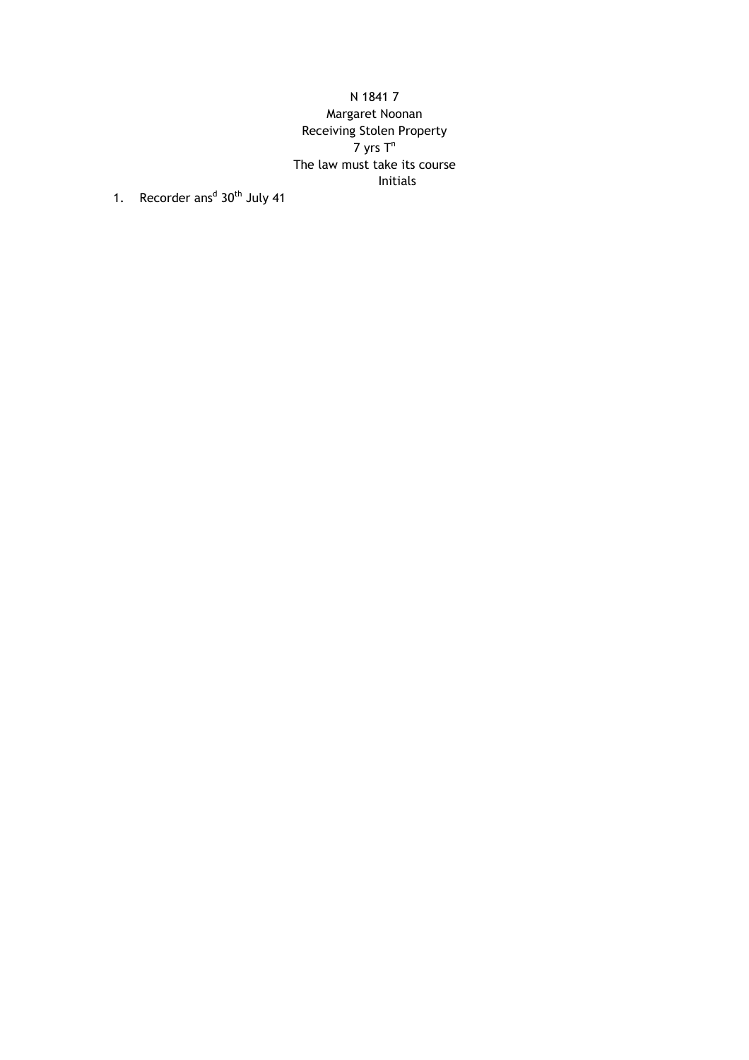N 1841 7

Margaret Noonan

Receiving Stolen Property

7 yrs T[n]

The law must take its course

Initials

1. Recorder ans[d] 30[th] July 41